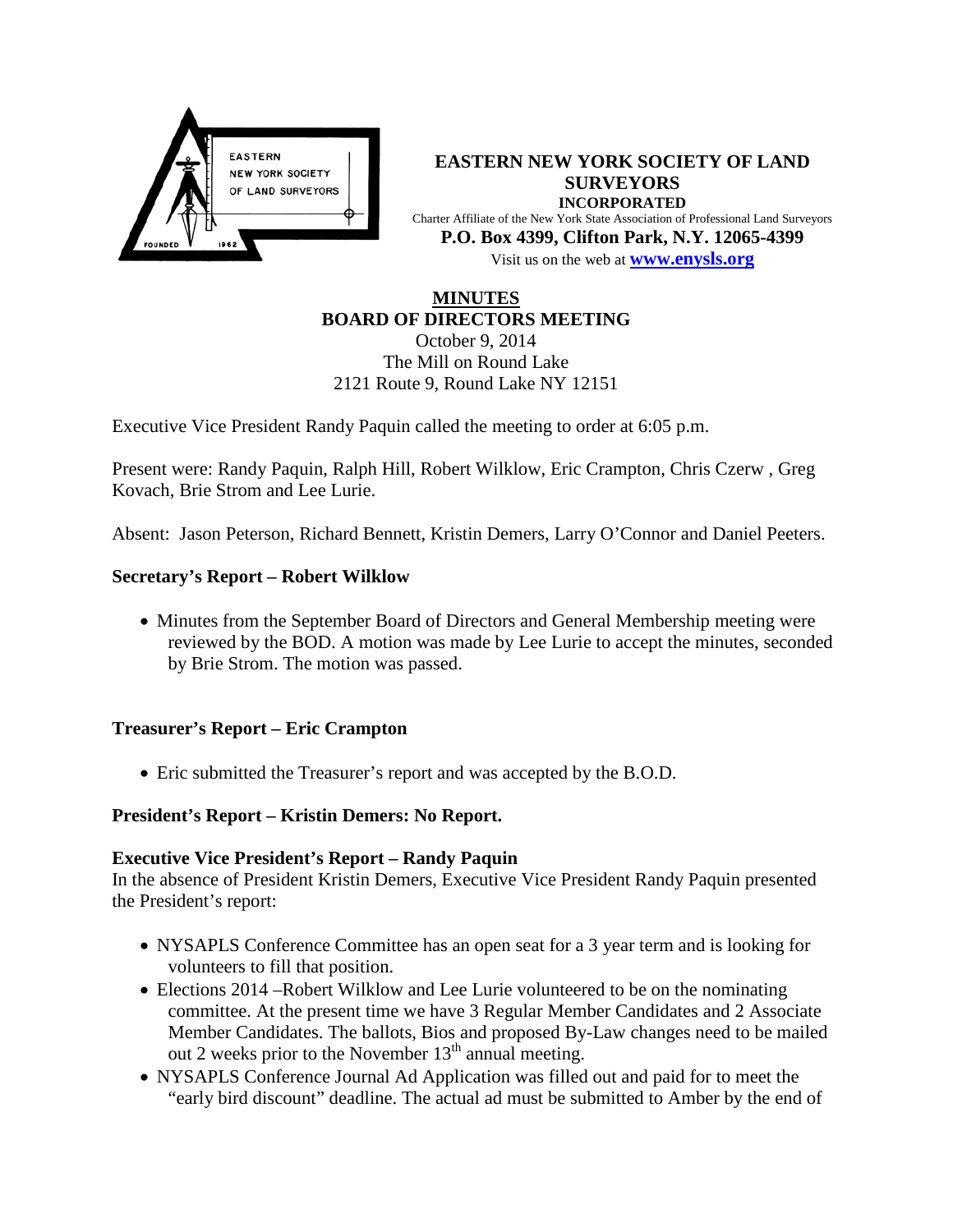**EASTERN NEW YORK SOCIETY OF LAND SURVEYORS**
**INCORPORATED**
Charter Affiliate of the New York State Association of Professional Land Surveyors
**P.O. Box 4399, Clifton Park, N.Y. 12065-4399**
Visit us on the web at **www.enysls.org**

# MINUTES
## BOARD OF DIRECTORS MEETING

October 9, 2014
The Mill on Round Lake
2121 Route 9, Round Lake NY 12151

Executive Vice President Randy Paquin called the meeting to order at 6:05 p.m.

Present were: Randy Paquin, Ralph Hill, Robert Wilklow, Eric Crampton, Chris Czerw , Greg Kovach, Brie Strom and Lee Lurie.

Absent: Jason Peterson, Richard Bennett, Kristin Demers, Larry O'Connor and Daniel Peeters.

### Secretary's Report – Robert Wilklow

- Minutes from the September Board of Directors and General Membership meeting were reviewed by the BOD. A motion was made by Lee Lurie to accept the minutes, seconded by Brie Strom. The motion was passed.

### Treasurer's Report – Eric Crampton

- Eric submitted the Treasurer's report and was accepted by the B.O.D.

### President's Report – Kristin Demers: No Report.

### Executive Vice President's Report – Randy Paquin

In the absence of President Kristin Demers, Executive Vice President Randy Paquin presented the President's report:

- NYSAPLS Conference Committee has an open seat for a 3 year term and is looking for volunteers to fill that position.
- Elections 2014 –Robert Wilklow and Lee Lurie volunteered to be on the nominating committee. At the present time we have 3 Regular Member Candidates and 2 Associate Member Candidates. The ballots, Bios and proposed By-Law changes need to be mailed out 2 weeks prior to the November 13th annual meeting.
- NYSAPLS Conference Journal Ad Application was filled out and paid for to meet the "early bird discount" deadline. The actual ad must be submitted to Amber by the end of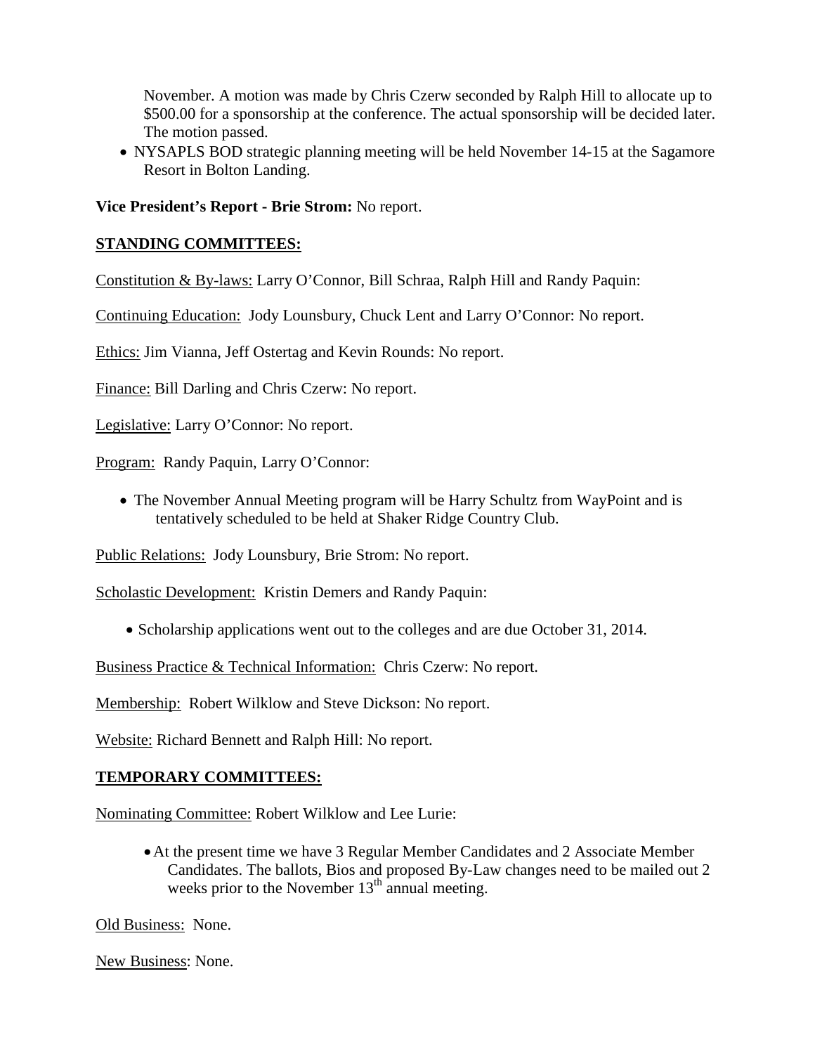November. A motion was made by Chris Czerw seconded by Ralph Hill to allocate up to $500.00 for a sponsorship at the conference. The actual sponsorship will be decided later. The motion passed.

- NYSAPLS BOD strategic planning meeting will be held November 14-15 at the Sagamore Resort in Bolton Landing.

**Vice President's Report - Brie Strom:** No report.

## STANDING COMMITTEES:

Constitution & By-laws: Larry O'Connor, Bill Schraa, Ralph Hill and Randy Paquin:

Continuing Education: Jody Lounsbury, Chuck Lent and Larry O'Connor: No report.

Ethics: Jim Vianna, Jeff Ostertag and Kevin Rounds: No report.

Finance: Bill Darling and Chris Czerw: No report.

Legislative: Larry O'Connor: No report.

Program: Randy Paquin, Larry O'Connor:

- The November Annual Meeting program will be Harry Schultz from WayPoint and is tentatively scheduled to be held at Shaker Ridge Country Club.

Public Relations: Jody Lounsbury, Brie Strom: No report.

Scholastic Development: Kristin Demers and Randy Paquin:

- Scholarship applications went out to the colleges and are due October 31, 2014.

Business Practice & Technical Information: Chris Czerw: No report.

Membership: Robert Wilklow and Steve Dickson: No report.

Website: Richard Bennett and Ralph Hill: No report.

## TEMPORARY COMMITTEES:

Nominating Committee: Robert Wilklow and Lee Lurie:

- At the present time we have 3 Regular Member Candidates and 2 Associate Member Candidates. The ballots, Bios and proposed By-Law changes need to be mailed out 2 weeks prior to the November 13th annual meeting.

Old Business: None.

New Business: None.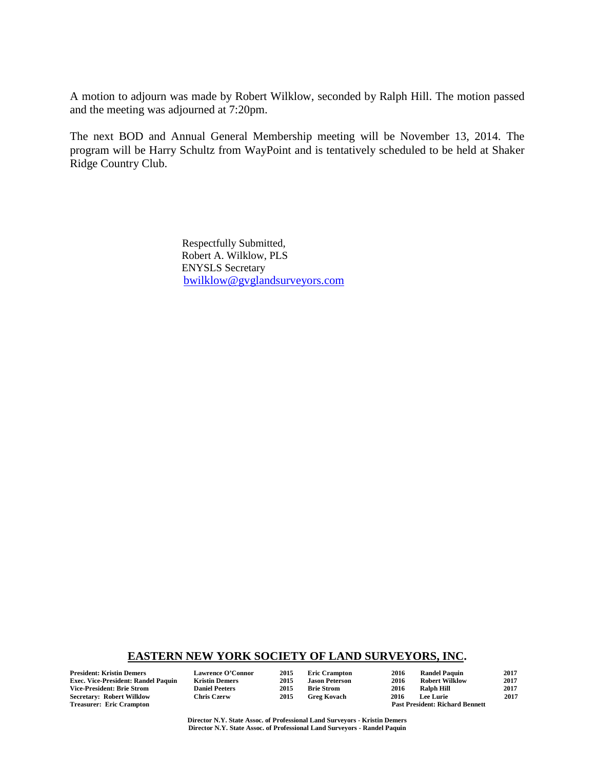A motion to adjourn was made by Robert Wilklow, seconded by Ralph Hill. The motion passed and the meeting was adjourned at 7:20pm.

The next BOD and Annual General Membership meeting will be November 13, 2014. The program will be Harry Schultz from WayPoint and is tentatively scheduled to be held at Shaker Ridge Country Club.

Respectfully Submitted,  
Robert A. Wilklow, PLS  
ENYSLS Secretary  
bwilklow@gvglandsurveyors.com

## EASTERN NEW YORK SOCIETY OF LAND SURVEYORS, INC.

| | | | | | | | |
|---|---|---|---|---|---|---|---|
| **President: Kristin Demers** | **Lawrence O'Connor** | **2015** | **Eric Crampton** | **2016** | **Randel Paquin** | **2017** |
| **Exec. Vice-President: Randel Paquin** | **Kristin Demers** | **2015** | **Jason Peterson** | **2016** | **Robert Wilklow** | **2017** |
| **Vice-President: Brie Strom** | **Daniel Peeters** | **2015** | **Brie Strom** | **2016** | **Ralph Hill** | **2017** |
| **Secretary: Robert Wilklow** | **Chris Czerw** | **2015** | **Greg Kovach** | **2016** | **Lee Lurie** | **2017** |
| **Treasurer: Eric Crampton** | | | | **Past President: Richard Bennett** | | |

**Director N.Y. State Assoc. of Professional Land Surveyors - Kristin Demers**  
**Director N.Y. State Assoc. of Professional Land Surveyors - Randel Paquin**